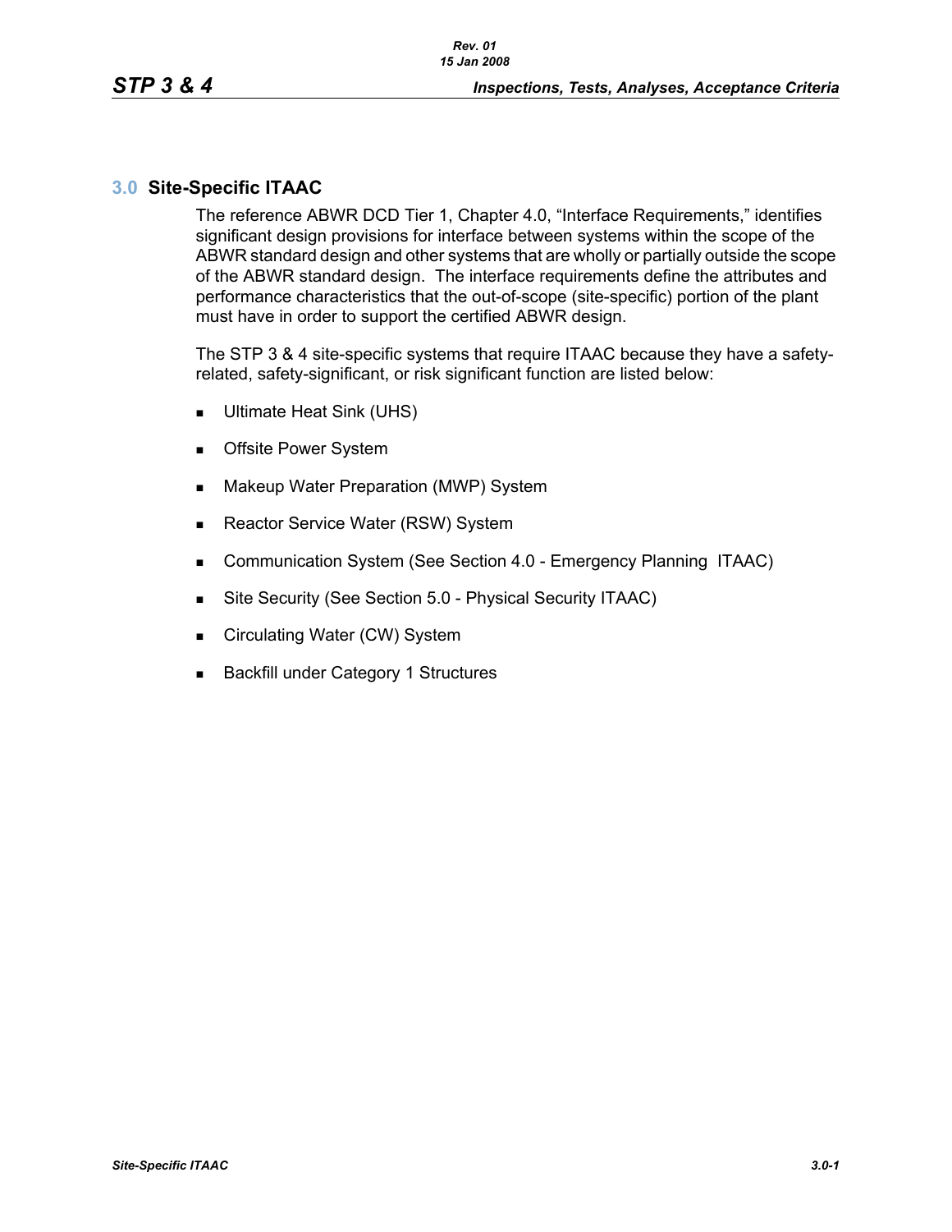# 3.0 Site-Specific ITAAC

The reference ABWR DCD Tier 1, Chapter 4.0, “Interface Requirements,” identifies significant design provisions for interface between systems within the scope of the ABWR standard design and other systems that are wholly or partially outside the scope of the ABWR standard design. The interface requirements define the attributes and performance characteristics that the out-of-scope (site-specific) portion of the plant must have in order to support the certified ABWR design.

The STP 3 & 4 site-specific systems that require ITAAC because they have a safety-related, safety-significant, or risk significant function are listed below:

- Ultimate Heat Sink (UHS)
- Offsite Power System
- Makeup Water Preparation (MWP) System
- Reactor Service Water (RSW) System
- Communication System (See Section 4.0 - Emergency Planning ITAAC)
- Site Security (See Section 5.0 - Physical Security ITAAC)
- Circulating Water (CW) System
- Backfill under Category 1 Structures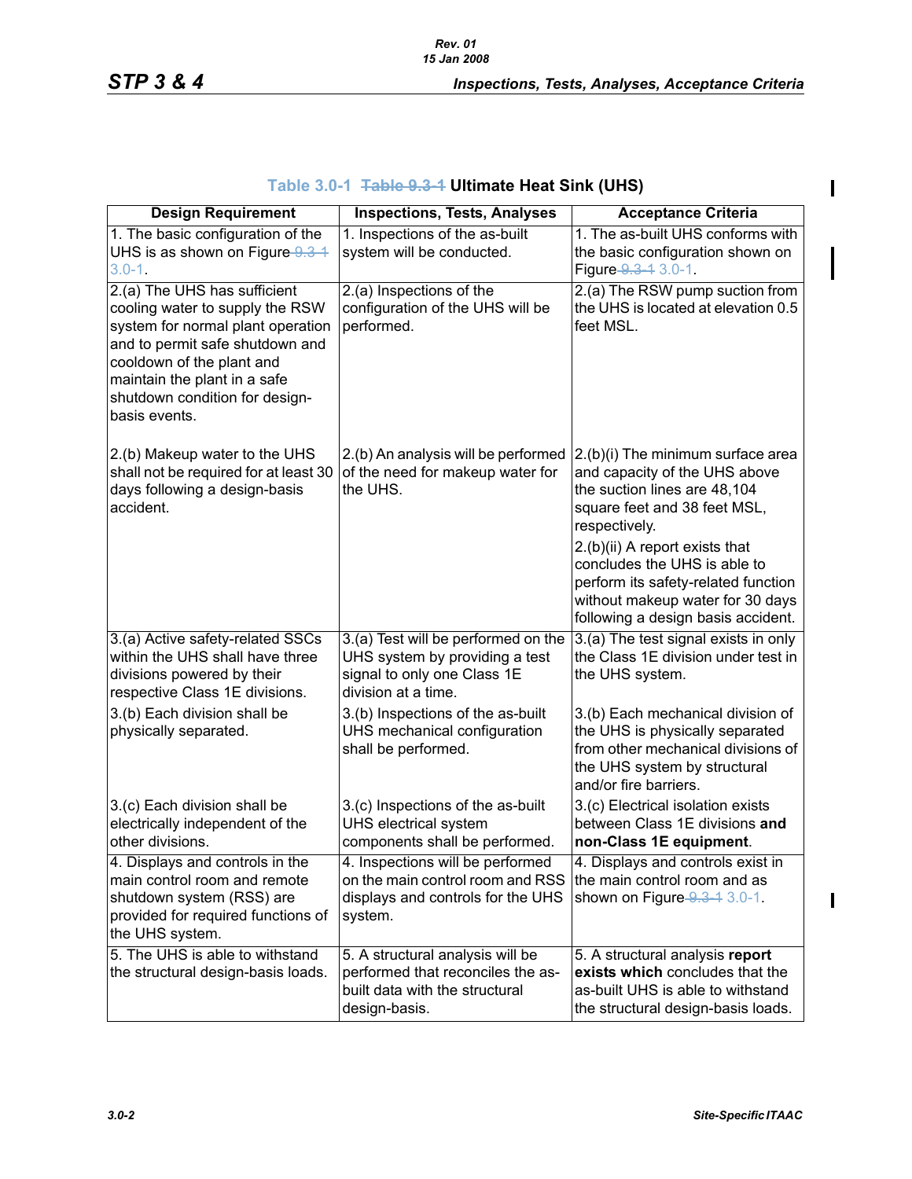### Table 3.0-1 ~~Table 9.3-1~~ Ultimate Heat Sink (UHS)

| Design Requirement | Inspections, Tests, Analyses | Acceptance Criteria |
| --- | --- | --- |
| 1. The basic configuration of the UHS is as shown on Figure ~~9.3-1~~ 3.0-1. | 1. Inspections of the as-built system will be conducted. | 1. The as-built UHS conforms with the basic configuration shown on Figure ~~9.3-1~~ 3.0-1. |
| 2.(a) The UHS has sufficient cooling water to supply the RSW system for normal plant operation and to permit safe shutdown and cooldown of the plant and maintain the plant in a safe shutdown condition for design-basis events. | 2.(a) Inspections of the configuration of the UHS will be performed. | 2.(a) The RSW pump suction from the UHS is located at elevation 0.5 feet MSL. |
| 2.(b) Makeup water to the UHS shall not be required for at least 30 days following a design-basis accident. | 2.(b) An analysis will be performed of the need for makeup water for the UHS. | 2.(b)(i) The minimum surface area and capacity of the UHS above the suction lines are 48,104 square feet and 38 feet MSL, respectively.<br>2.(b)(ii) A report exists that concludes the UHS is able to perform its safety-related function without makeup water for 30 days following a design basis accident. |
| 3.(a) Active safety-related SSCs within the UHS shall have three divisions powered by their respective Class 1E divisions. | 3.(a) Test will be performed on the UHS system by providing a test signal to only one Class 1E division at a time. | 3.(a) The test signal exists in only the Class 1E division under test in the UHS system. |
| 3.(b) Each division shall be physically separated. | 3.(b) Inspections of the as-built UHS mechanical configuration shall be performed. | 3.(b) Each mechanical division of the UHS is physically separated from other mechanical divisions of the UHS system by structural and/or fire barriers. |
| 3.(c) Each division shall be electrically independent of the other divisions. | 3.(c) Inspections of the as-built UHS electrical system components shall be performed. | 3.(c) Electrical isolation exists between Class 1E divisions **and non-Class 1E equipment**. |
| 4. Displays and controls in the main control room and remote shutdown system (RSS) are provided for required functions of the UHS system. | 4. Inspections will be performed on the main control room and RSS displays and controls for the UHS system. | 4. Displays and controls exist in the main control room and as shown on Figure ~~9.3-1~~ 3.0-1. |
| 5. The UHS is able to withstand the structural design-basis loads. | 5. A structural analysis will be performed that reconciles the as-built data with the structural design-basis. | 5. A structural analysis **report exists which** concludes that the as-built UHS is able to withstand the structural design-basis loads. |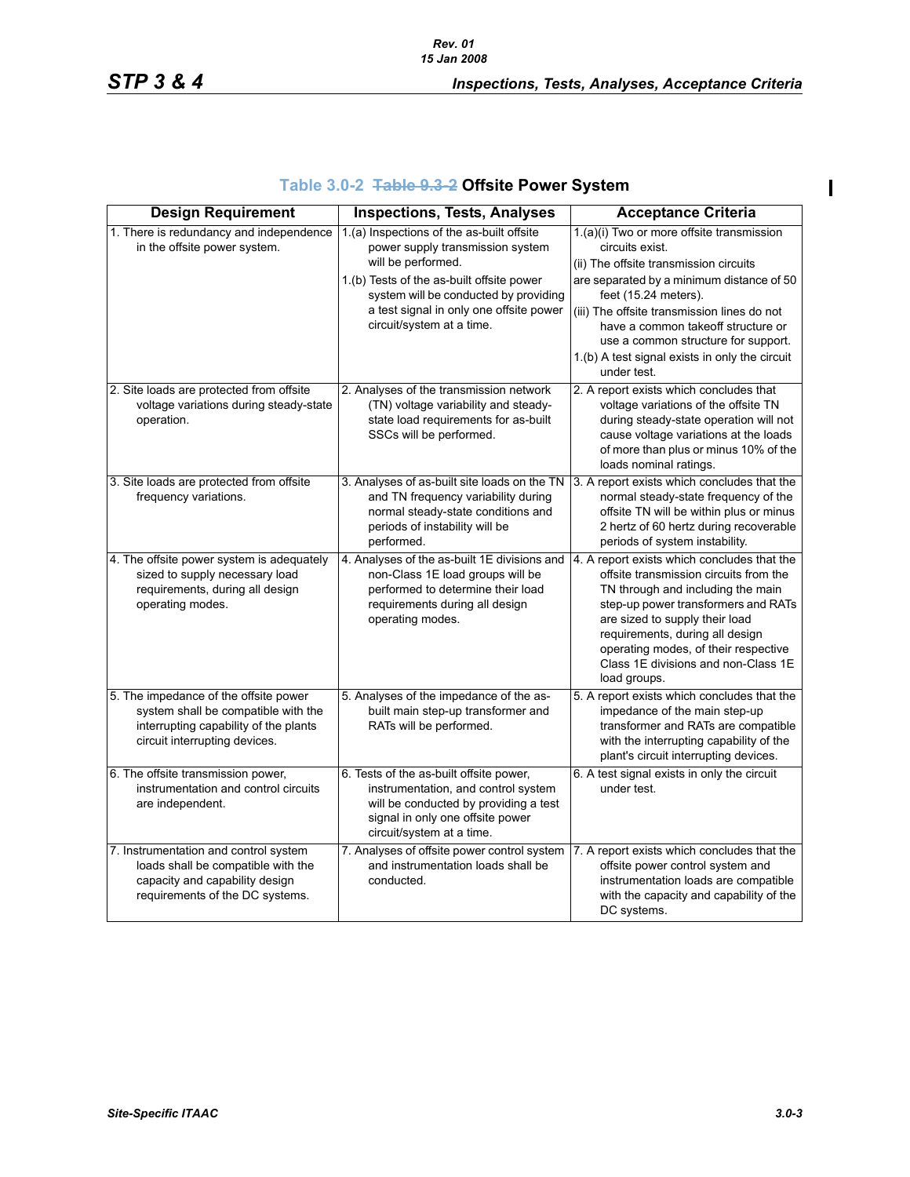## Table 3.0-2 ~~Table 9.3-2~~ Offsite Power System

| Design Requirement | Inspections, Tests, Analyses | Acceptance Criteria |
|---|---|---|
| 1. There is redundancy and independence in the offsite power system. | 1.(a) Inspections of the as-built offsite power supply transmission system will be performed.<br>1.(b) Tests of the as-built offsite power system will be conducted by providing a test signal in only one offsite power circuit/system at a time. | 1.(a)(i) Two or more offsite transmission circuits exist.<br>(ii) The offsite transmission circuits are separated by a minimum distance of 50 feet (15.24 meters).<br>(iii) The offsite transmission lines do not have a common takeoff structure or use a common structure for support.<br>1.(b) A test signal exists in only the circuit under test. |
| 2. Site loads are protected from offsite voltage variations during steady-state operation. | 2. Analyses of the transmission network (TN) voltage variability and steady-state load requirements for as-built SSCs will be performed. | 2. A report exists which concludes that voltage variations of the offsite TN during steady-state operation will not cause voltage variations at the loads of more than plus or minus 10% of the loads nominal ratings. |
| 3. Site loads are protected from offsite frequency variations. | 3. Analyses of as-built site loads on the TN and TN frequency variability during normal steady-state conditions and periods of instability will be performed. | 3. A report exists which concludes that the normal steady-state frequency of the offsite TN will be within plus or minus 2 hertz of 60 hertz during recoverable periods of system instability. |
| 4. The offsite power system is adequately sized to supply necessary load requirements, during all design operating modes. | 4. Analyses of the as-built 1E divisions and non-Class 1E load groups will be performed to determine their load requirements during all design operating modes. | 4. A report exists which concludes that the offsite transmission circuits from the TN through and including the main step-up power transformers and RATs are sized to supply their load requirements, during all design operating modes, of their respective Class 1E divisions and non-Class 1E load groups. |
| 5. The impedance of the offsite power system shall be compatible with the interrupting capability of the plants circuit interrupting devices. | 5. Analyses of the impedance of the as-built main step-up transformer and RATs will be performed. | 5. A report exists which concludes that the impedance of the main step-up transformer and RATs are compatible with the interrupting capability of the plant's circuit interrupting devices. |
| 6. The offsite transmission power, instrumentation and control circuits are independent. | 6. Tests of the as-built offsite power, instrumentation, and control system will be conducted by providing a test signal in only one offsite power circuit/system at a time. | 6. A test signal exists in only the circuit under test. |
| 7. Instrumentation and control system loads shall be compatible with the capacity and capability design requirements of the DC systems. | 7. Analyses of offsite power control system and instrumentation loads shall be conducted. | 7. A report exists which concludes that the offsite power control system and instrumentation loads are compatible with the capacity and capability of the DC systems. |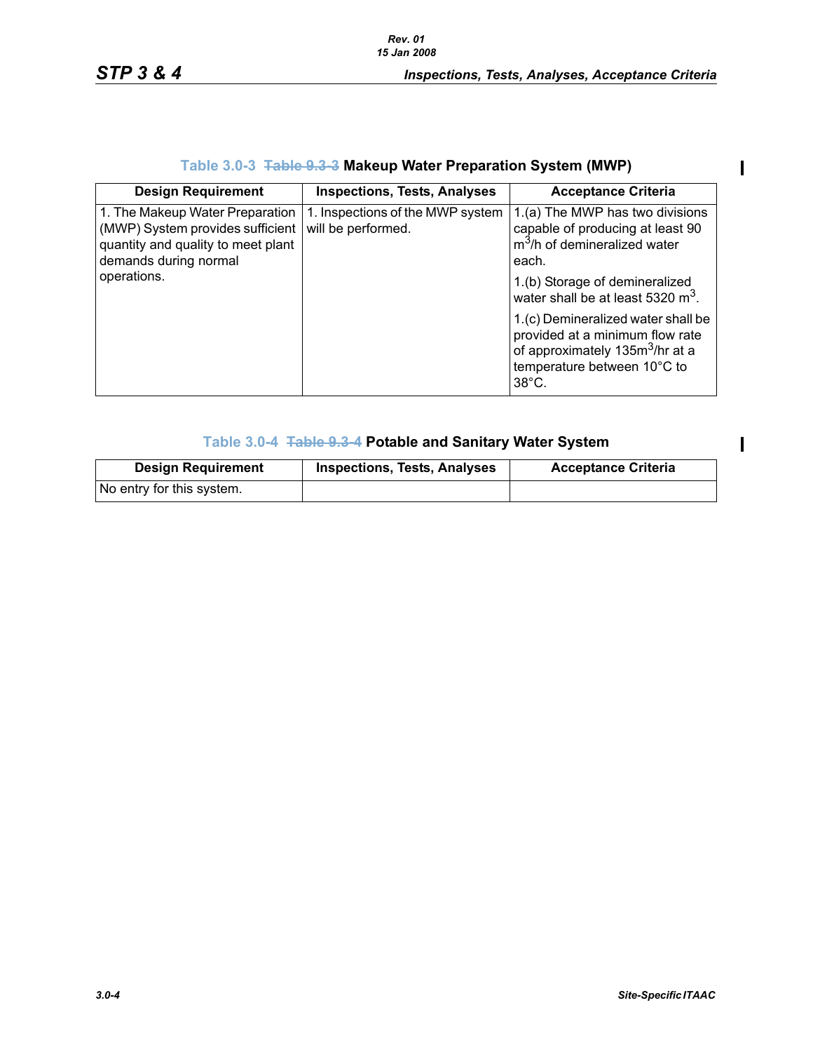### Table 3.0-3 ~~Table 9.3-3~~ Makeup Water Preparation System (MWP)

| Design Requirement | Inspections, Tests, Analyses | Acceptance Criteria |
|---|---|---|
| 1. The Makeup Water Preparation (MWP) System provides sufficient quantity and quality to meet plant demands during normal operations. | 1. Inspections of the MWP system will be performed. | 1.(a) The MWP has two divisions capable of producing at least 90 $m^3$/h of demineralized water each. |
| | | 1.(b) Storage of demineralized water shall be at least 5320 $m^3$. |
| | | 1.(c) Demineralized water shall be provided at a minimum flow rate of approximately 135$m^3$/hr at a temperature between 10°C to 38°C. |

### Table 3.0-4 ~~Table 9.3-4~~ Potable and Sanitary Water System

| Design Requirement | Inspections, Tests, Analyses | Acceptance Criteria |
|---|---|---|
| No entry for this system. | | |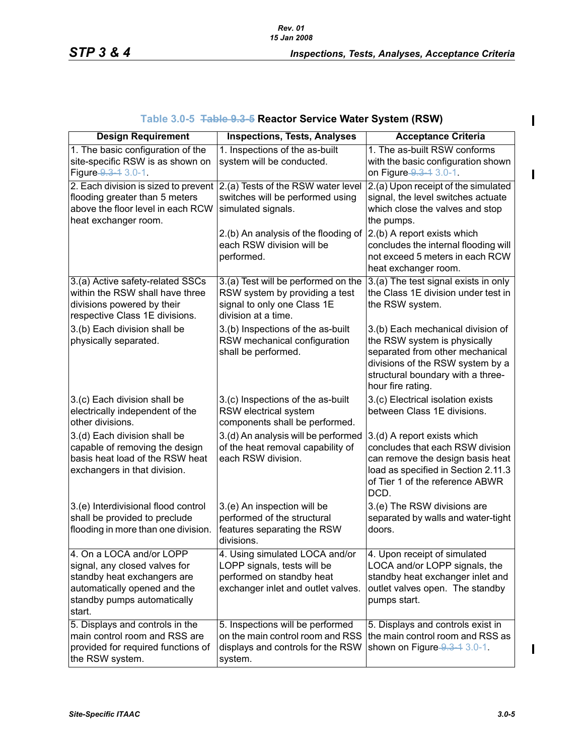## Table 3.0-5 ~~Table 9.3-5~~ Reactor Service Water System (RSW)

| Design Requirement | Inspections, Tests, Analyses | Acceptance Criteria |
|---|---|---|
| 1. The basic configuration of the site-specific RSW is as shown on Figure ~~9.3-1~~ 3.0-1. | 1. Inspections of the as-built system will be conducted. | 1. The as-built RSW conforms with the basic configuration shown on Figure ~~9.3-1~~ 3.0-1. |
| 2. Each division is sized to prevent flooding greater than 5 meters above the floor level in each RCW heat exchanger room. | 2.(a) Tests of the RSW water level switches will be performed using simulated signals. | 2.(a) Upon receipt of the simulated signal, the level switches actuate which close the valves and stop the pumps. |
| | 2.(b) An analysis of the flooding of each RSW division will be performed. | 2.(b) A report exists which concludes the internal flooding will not exceed 5 meters in each RCW heat exchanger room. |
| 3.(a) Active safety-related SSCs within the RSW shall have three divisions powered by their respective Class 1E divisions. | 3.(a) Test will be performed on the RSW system by providing a test signal to only one Class 1E division at a time. | 3.(a) The test signal exists in only the Class 1E division under test in the RSW system. |
| 3.(b) Each division shall be physically separated. | 3.(b) Inspections of the as-built RSW mechanical configuration shall be performed. | 3.(b) Each mechanical division of the RSW system is physically separated from other mechanical divisions of the RSW system by a structural boundary with a three-hour fire rating. |
| 3.(c) Each division shall be electrically independent of the other divisions. | 3.(c) Inspections of the as-built RSW electrical system components shall be performed. | 3.(c) Electrical isolation exists between Class 1E divisions. |
| 3.(d) Each division shall be capable of removing the design basis heat load of the RSW heat exchangers in that division. | 3.(d) An analysis will be performed of the heat removal capability of each RSW division. | 3.(d) A report exists which concludes that each RSW division can remove the design basis heat load as specified in Section 2.11.3 of Tier 1 of the reference ABWR DCD. |
| 3.(e) Interdivisional flood control shall be provided to preclude flooding in more than one division. | 3.(e) An inspection will be performed of the structural features separating the RSW divisions. | 3.(e) The RSW divisions are separated by walls and water-tight doors. |
| 4. On a LOCA and/or LOPP signal, any closed valves for standby heat exchangers are automatically opened and the standby pumps automatically start. | 4. Using simulated LOCA and/or LOPP signals, tests will be performed on standby heat exchanger inlet and outlet valves. | 4. Upon receipt of simulated LOCA and/or LOPP signals, the standby heat exchanger inlet and outlet valves open. The standby pumps start. |
| 5. Displays and controls in the main control room and RSS are provided for required functions of the RSW system. | 5. Inspections will be performed on the main control room and RSS displays and controls for the RSW system. | 5. Displays and controls exist in the main control room and RSS as shown on Figure ~~9.3-1~~ 3.0-1. |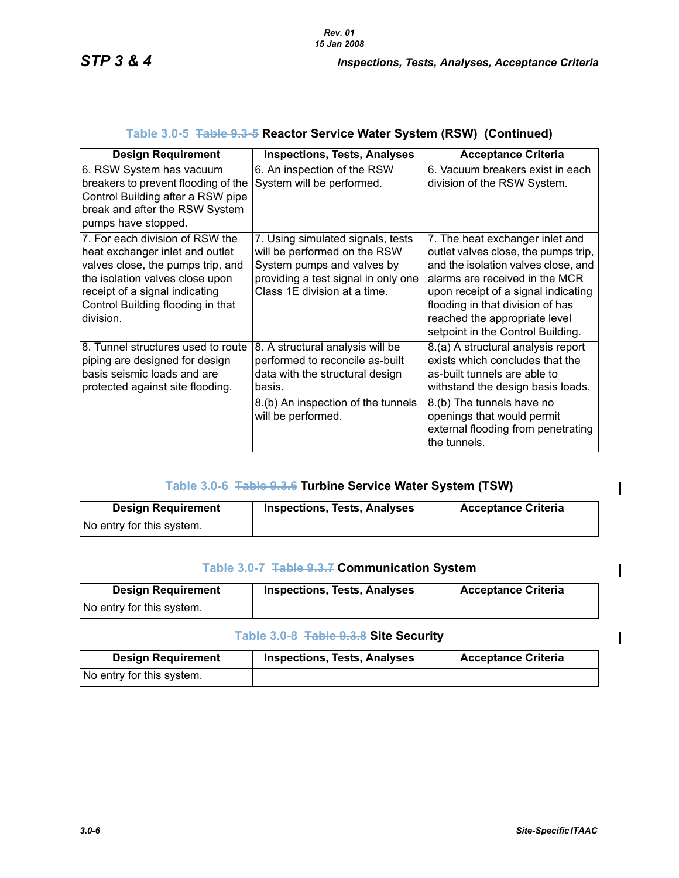### Table 3.0-5 ~~Table 9.3-5~~ Reactor Service Water System (RSW) (Continued)

| Design Requirement | Inspections, Tests, Analyses | Acceptance Criteria |
|---|---|---|
| 6. RSW System has vacuum breakers to prevent flooding of the Control Building after a RSW pipe break and after the RSW System pumps have stopped. | 6. An inspection of the RSW System will be performed. | 6. Vacuum breakers exist in each division of the RSW System. |
| 7. For each division of RSW the heat exchanger inlet and outlet valves close, the pumps trip, and the isolation valves close upon receipt of a signal indicating Control Building flooding in that division. | 7. Using simulated signals, tests will be performed on the RSW System pumps and valves by providing a test signal in only one Class 1E division at a time. | 7. The heat exchanger inlet and outlet valves close, the pumps trip, and the isolation valves close, and alarms are received in the MCR upon receipt of a signal indicating flooding in that division of has reached the appropriate level setpoint in the Control Building. |
| 8. Tunnel structures used to route piping are designed for design basis seismic loads and are protected against site flooding. | 8. A structural analysis will be performed to reconcile as-built data with the structural design basis.<br><br>8.(b) An inspection of the tunnels will be performed. | 8.(a) A structural analysis report exists which concludes that the as-built tunnels are able to withstand the design basis loads.<br><br>8.(b) The tunnels have no openings that would permit external flooding from penetrating the tunnels. |

### Table 3.0-6 ~~Table 9.3.6~~ Turbine Service Water System (TSW)

| Design Requirement | Inspections, Tests, Analyses | Acceptance Criteria |
|---|---|---|
| No entry for this system. | | |

### Table 3.0-7 ~~Table 9.3.7~~ Communication System

| Design Requirement | Inspections, Tests, Analyses | Acceptance Criteria |
|---|---|---|
| No entry for this system. | | |

### Table 3.0-8 ~~Table 9.3.8~~ Site Security

| Design Requirement | Inspections, Tests, Analyses | Acceptance Criteria |
|---|---|---|
| No entry for this system. | | |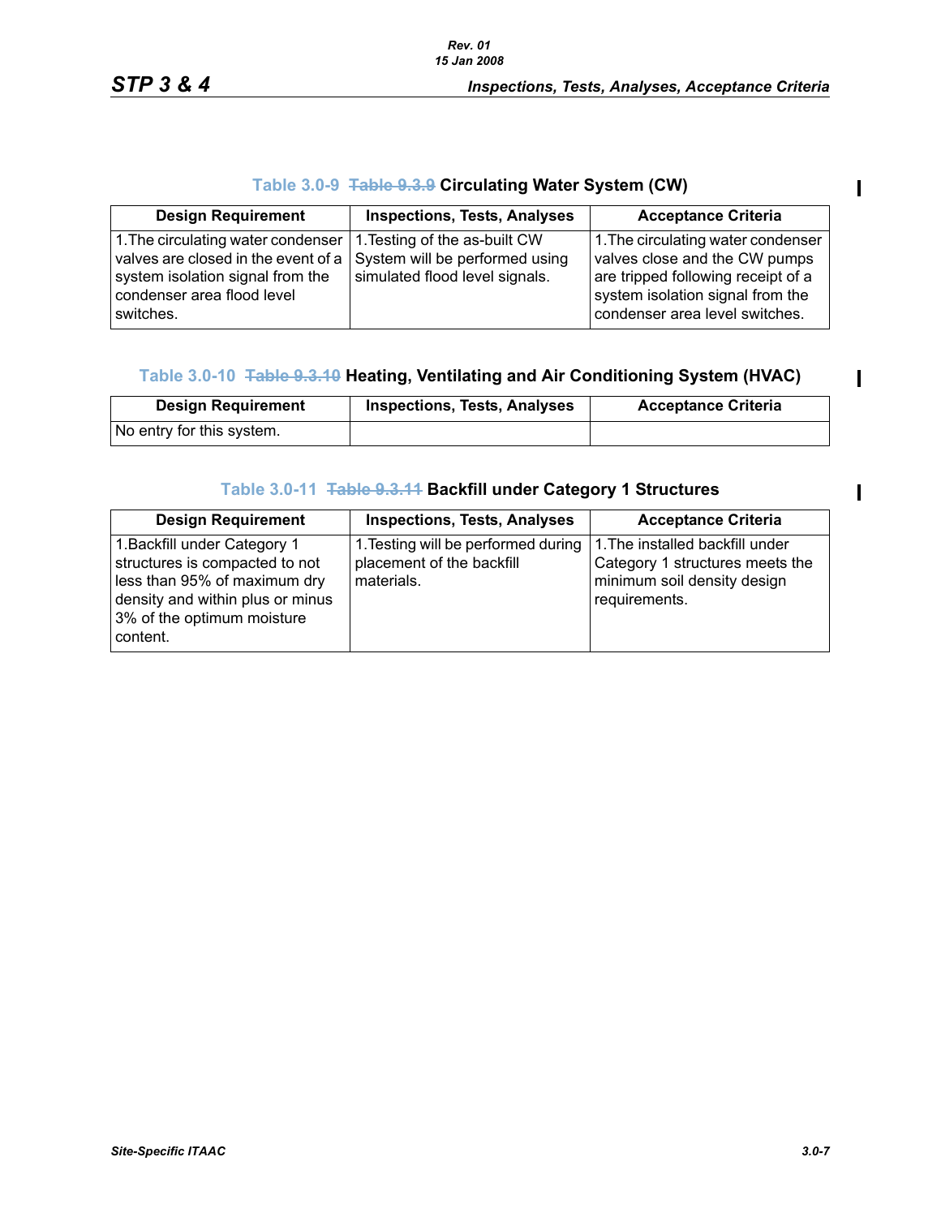### Table 3.0-9 ~~Table 9.3.9~~ Circulating Water System (CW)

| Design Requirement | Inspections, Tests, Analyses | Acceptance Criteria |
|---|---|---|
| 1. The circulating water condenser valves are closed in the event of a system isolation signal from the condenser area flood level switches. | 1. Testing of the as-built CW System will be performed using simulated flood level signals. | 1. The circulating water condenser valves close and the CW pumps are tripped following receipt of a system isolation signal from the condenser area level switches. |

### Table 3.0-10 ~~Table 9.3.10~~ Heating, Ventilating and Air Conditioning System (HVAC)

| Design Requirement | Inspections, Tests, Analyses | Acceptance Criteria |
|---|---|---|
| No entry for this system. | | |

### Table 3.0-11 ~~Table 9.3.11~~ Backfill under Category 1 Structures

| Design Requirement | Inspections, Tests, Analyses | Acceptance Criteria |
|---|---|---|
| 1. Backfill under Category 1 structures is compacted to not less than 95% of maximum dry density and within plus or minus 3% of the optimum moisture content. | 1. Testing will be performed during placement of the backfill materials. | 1. The installed backfill under Category 1 structures meets the minimum soil density design requirements. |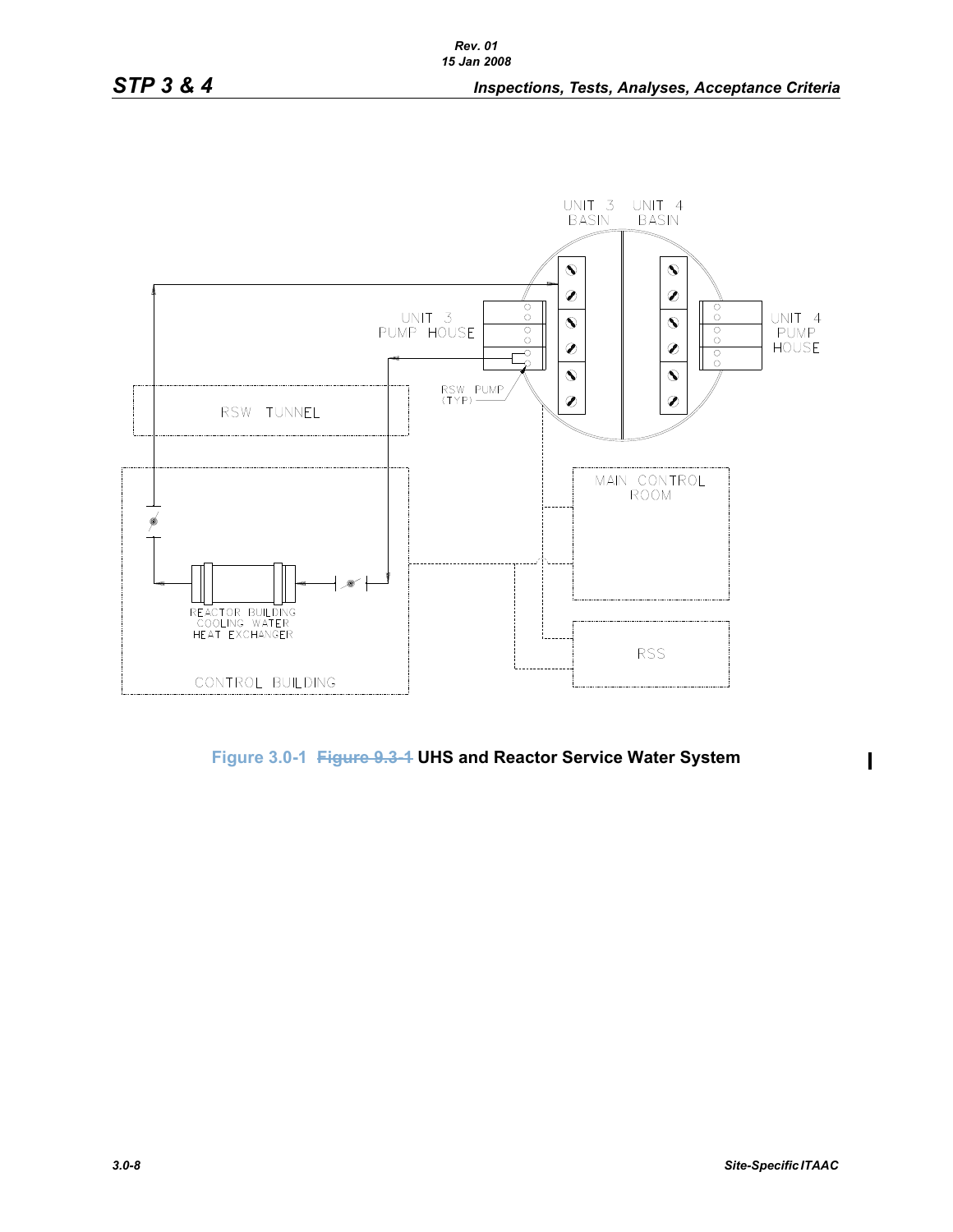UNIT 3
BASIN

UNIT 4
BASIN

UNIT 3
PUMP HOUSE

UNIT 4
PUMP
HOUSE

RSW PUMP
(TYP)

RSW TUNNEL

MAIN CONTROL
ROOM

REACTOR BUILDING
COOLING WATER
HEAT EXCHANGER

RSS

CONTROL BUILDING

**Figure 3.0-1 ~~Figure 9.3-1~~ UHS and Reactor Service Water System**